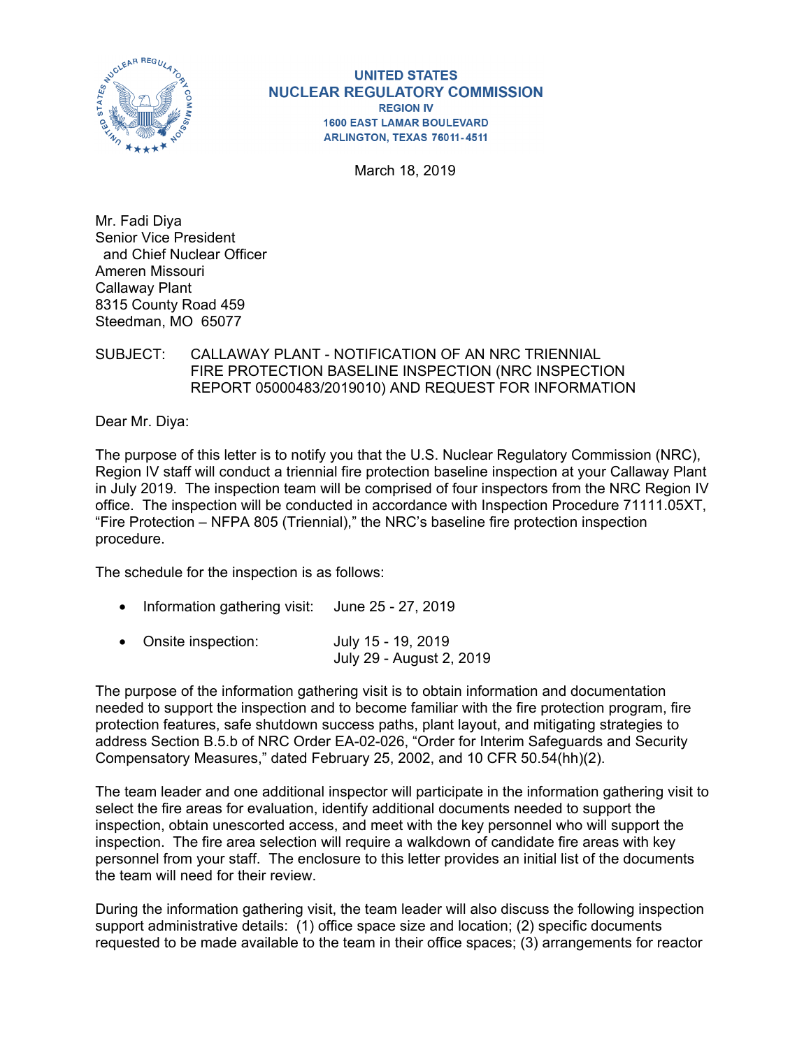UNITED STATES
NUCLEAR REGULATORY COMMISSION
REGION IV
1600 EAST LAMAR BOULEVARD
ARLINGTON, TEXAS 76011-4511

March 18, 2019

Mr. Fadi Diya
Senior Vice President
and Chief Nuclear Officer
Ameren Missouri
Callaway Plant
8315 County Road 459
Steedman, MO 65077

SUBJECT: CALLAWAY PLANT - NOTIFICATION OF AN NRC TRIENNIAL FIRE PROTECTION BASELINE INSPECTION (NRC INSPECTION REPORT 05000483/2019010) AND REQUEST FOR INFORMATION

Dear Mr. Diya:

The purpose of this letter is to notify you that the U.S. Nuclear Regulatory Commission (NRC), Region IV staff will conduct a triennial fire protection baseline inspection at your Callaway Plant in July 2019. The inspection team will be comprised of four inspectors from the NRC Region IV office. The inspection will be conducted in accordance with Inspection Procedure 71111.05XT, "Fire Protection – NFPA 805 (Triennial)," the NRC's baseline fire protection inspection procedure.

The schedule for the inspection is as follows:

- Information gathering visit: June 25 - 27, 2019
- Onsite inspection: July 15 - 19, 2019
  July 29 - August 2, 2019

The purpose of the information gathering visit is to obtain information and documentation needed to support the inspection and to become familiar with the fire protection program, fire protection features, safe shutdown success paths, plant layout, and mitigating strategies to address Section B.5.b of NRC Order EA-02-026, "Order for Interim Safeguards and Security Compensatory Measures," dated February 25, 2002, and 10 CFR 50.54(hh)(2).

The team leader and one additional inspector will participate in the information gathering visit to select the fire areas for evaluation, identify additional documents needed to support the inspection, obtain unescorted access, and meet with the key personnel who will support the inspection. The fire area selection will require a walkdown of candidate fire areas with key personnel from your staff. The enclosure to this letter provides an initial list of the documents the team will need for their review.

During the information gathering visit, the team leader will also discuss the following inspection support administrative details: (1) office space size and location; (2) specific documents requested to be made available to the team in their office spaces; (3) arrangements for reactor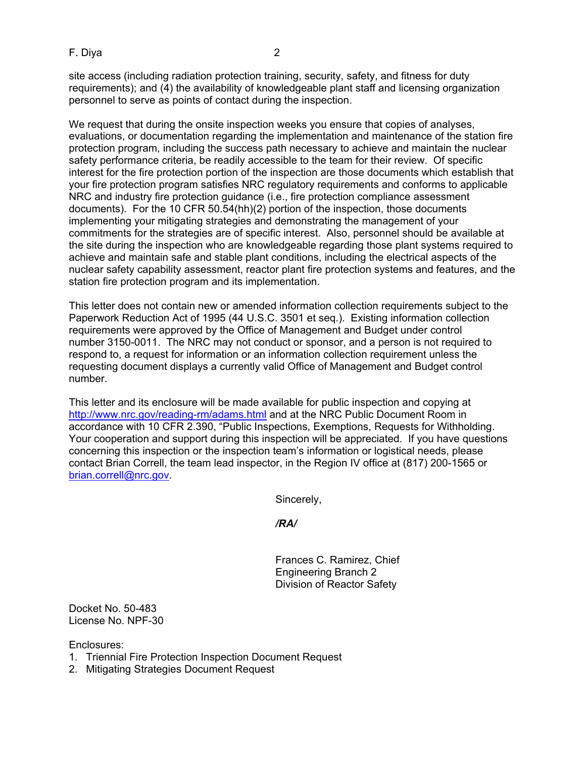site access (including radiation protection training, security, safety, and fitness for duty requirements); and (4) the availability of knowledgeable plant staff and licensing organization personnel to serve as points of contact during the inspection.

We request that during the onsite inspection weeks you ensure that copies of analyses, evaluations, or documentation regarding the implementation and maintenance of the station fire protection program, including the success path necessary to achieve and maintain the nuclear safety performance criteria, be readily accessible to the team for their review. Of specific interest for the fire protection portion of the inspection are those documents which establish that your fire protection program satisfies NRC regulatory requirements and conforms to applicable NRC and industry fire protection guidance (i.e., fire protection compliance assessment documents). For the 10 CFR 50.54(hh)(2) portion of the inspection, those documents implementing your mitigating strategies and demonstrating the management of your commitments for the strategies are of specific interest. Also, personnel should be available at the site during the inspection who are knowledgeable regarding those plant systems required to achieve and maintain safe and stable plant conditions, including the electrical aspects of the nuclear safety capability assessment, reactor plant fire protection systems and features, and the station fire protection program and its implementation.

This letter does not contain new or amended information collection requirements subject to the Paperwork Reduction Act of 1995 (44 U.S.C. 3501 et seq.). Existing information collection requirements were approved by the Office of Management and Budget under control number 3150-0011. The NRC may not conduct or sponsor, and a person is not required to respond to, a request for information or an information collection requirement unless the requesting document displays a currently valid Office of Management and Budget control number.

This letter and its enclosure will be made available for public inspection and copying at http://www.nrc.gov/reading-rm/adams.html and at the NRC Public Document Room in accordance with 10 CFR 2.390, "Public Inspections, Exemptions, Requests for Withholding. Your cooperation and support during this inspection will be appreciated. If you have questions concerning this inspection or the inspection team's information or logistical needs, please contact Brian Correll, the team lead inspector, in the Region IV office at (817) 200-1565 or brian.correll@nrc.gov.

Sincerely,

*/RA/*

Frances C. Ramirez, Chief
Engineering Branch 2
Division of Reactor Safety

Docket No. 50-483
License No. NPF-30

Enclosures:
1. Triennial Fire Protection Inspection Document Request
2. Mitigating Strategies Document Request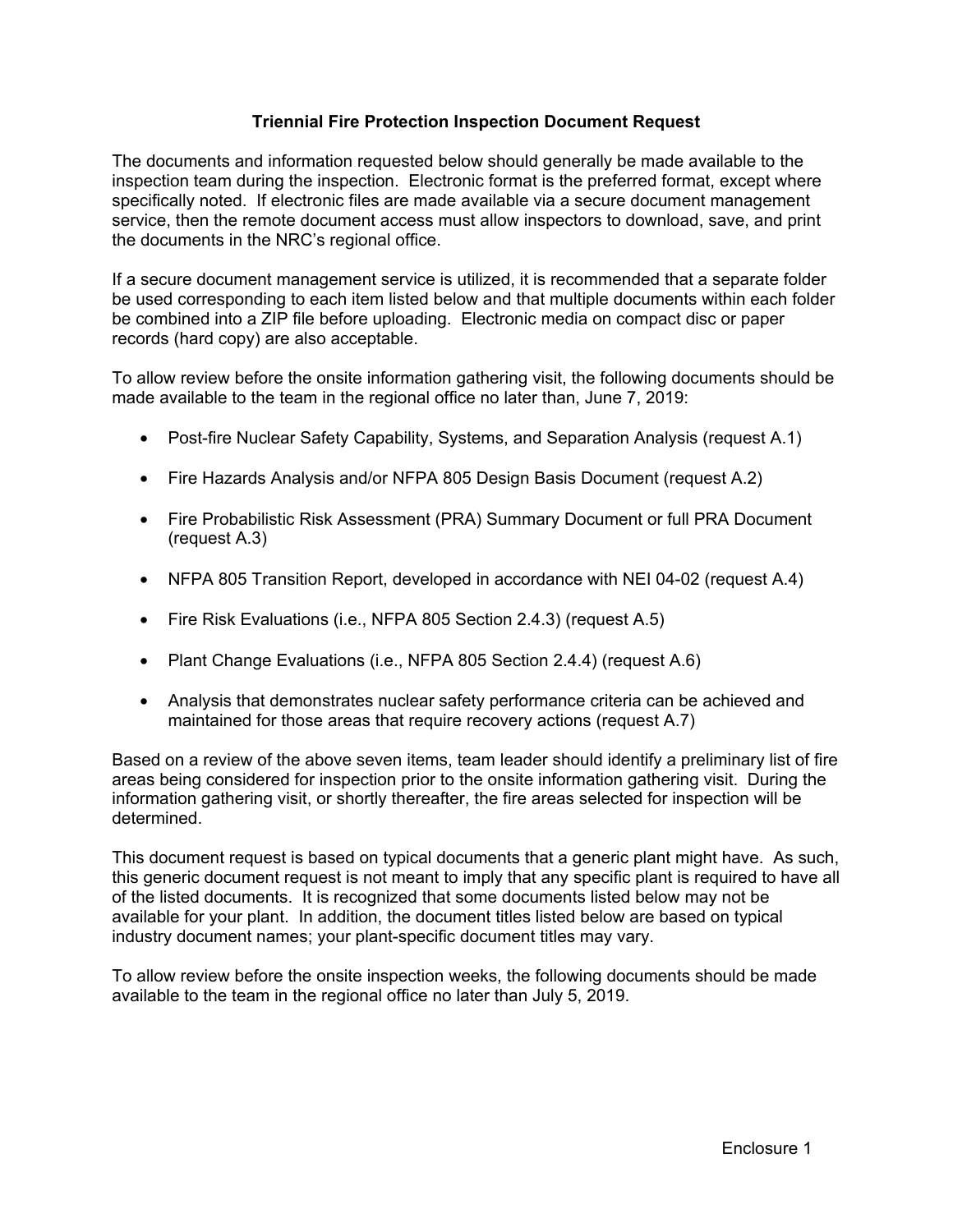### Triennial Fire Protection Inspection Document Request

The documents and information requested below should generally be made available to the inspection team during the inspection. Electronic format is the preferred format, except where specifically noted. If electronic files are made available via a secure document management service, then the remote document access must allow inspectors to download, save, and print the documents in the NRC's regional office.

If a secure document management service is utilized, it is recommended that a separate folder be used corresponding to each item listed below and that multiple documents within each folder be combined into a ZIP file before uploading. Electronic media on compact disc or paper records (hard copy) are also acceptable.

To allow review before the onsite information gathering visit, the following documents should be made available to the team in the regional office no later than, June 7, 2019:

- Post-fire Nuclear Safety Capability, Systems, and Separation Analysis (request A.1)
- Fire Hazards Analysis and/or NFPA 805 Design Basis Document (request A.2)
- Fire Probabilistic Risk Assessment (PRA) Summary Document or full PRA Document (request A.3)
- NFPA 805 Transition Report, developed in accordance with NEI 04-02 (request A.4)
- Fire Risk Evaluations (i.e., NFPA 805 Section 2.4.3) (request A.5)
- Plant Change Evaluations (i.e., NFPA 805 Section 2.4.4) (request A.6)
- Analysis that demonstrates nuclear safety performance criteria can be achieved and maintained for those areas that require recovery actions (request A.7)

Based on a review of the above seven items, team leader should identify a preliminary list of fire areas being considered for inspection prior to the onsite information gathering visit. During the information gathering visit, or shortly thereafter, the fire areas selected for inspection will be determined.

This document request is based on typical documents that a generic plant might have. As such, this generic document request is not meant to imply that any specific plant is required to have all of the listed documents. It is recognized that some documents listed below may not be available for your plant. In addition, the document titles listed below are based on typical industry document names; your plant-specific document titles may vary.

To allow review before the onsite inspection weeks, the following documents should be made available to the team in the regional office no later than July 5, 2019.

Enclosure 1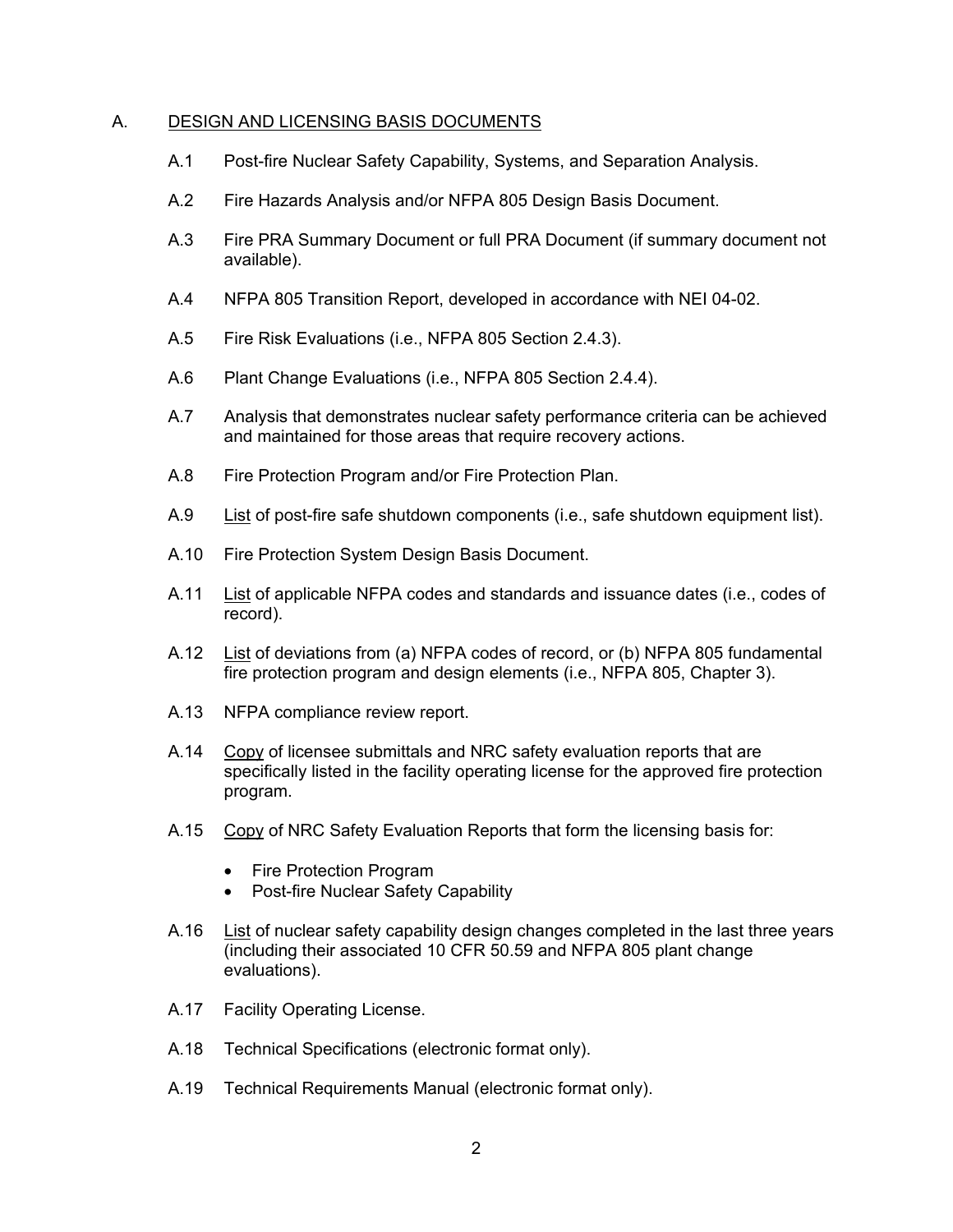## A. DESIGN AND LICENSING BASIS DOCUMENTS

A.1 Post-fire Nuclear Safety Capability, Systems, and Separation Analysis.

A.2 Fire Hazards Analysis and/or NFPA 805 Design Basis Document.

A.3 Fire PRA Summary Document or full PRA Document (if summary document not available).

A.4 NFPA 805 Transition Report, developed in accordance with NEI 04-02.

A.5 Fire Risk Evaluations (i.e., NFPA 805 Section 2.4.3).

A.6 Plant Change Evaluations (i.e., NFPA 805 Section 2.4.4).

A.7 Analysis that demonstrates nuclear safety performance criteria can be achieved and maintained for those areas that require recovery actions.

A.8 Fire Protection Program and/or Fire Protection Plan.

A.9 <u>List</u> of post-fire safe shutdown components (i.e., safe shutdown equipment list).

A.10 Fire Protection System Design Basis Document.

A.11 <u>List</u> of applicable NFPA codes and standards and issuance dates (i.e., codes of record).

A.12 <u>List</u> of deviations from (a) NFPA codes of record, or (b) NFPA 805 fundamental fire protection program and design elements (i.e., NFPA 805, Chapter 3).

A.13 NFPA compliance review report.

A.14 <u>Copy</u> of licensee submittals and NRC safety evaluation reports that are specifically listed in the facility operating license for the approved fire protection program.

A.15 <u>Copy</u> of NRC Safety Evaluation Reports that form the licensing basis for:

- Fire Protection Program
- Post-fire Nuclear Safety Capability

A.16 <u>List</u> of nuclear safety capability design changes completed in the last three years (including their associated 10 CFR 50.59 and NFPA 805 plant change evaluations).

A.17 Facility Operating License.

A.18 Technical Specifications (electronic format only).

A.19 Technical Requirements Manual (electronic format only).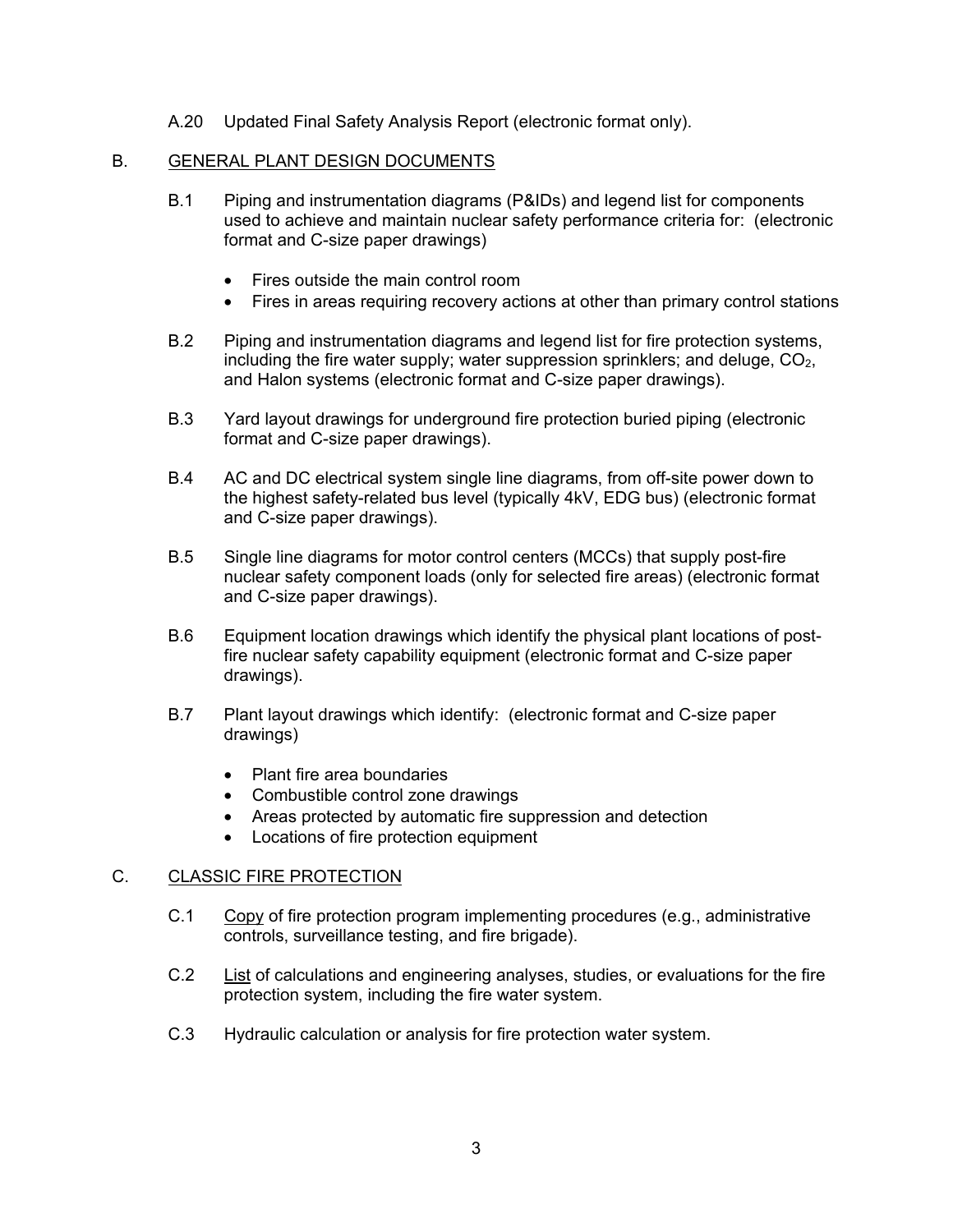A.20 Updated Final Safety Analysis Report (electronic format only).

B. GENERAL PLANT DESIGN DOCUMENTS

B.1 Piping and instrumentation diagrams (P&IDs) and legend list for components used to achieve and maintain nuclear safety performance criteria for: (electronic format and C-size paper drawings)

- Fires outside the main control room
- Fires in areas requiring recovery actions at other than primary control stations

B.2 Piping and instrumentation diagrams and legend list for fire protection systems, including the fire water supply; water suppression sprinklers; and deluge, $CO_2$, and Halon systems (electronic format and C-size paper drawings).

B.3 Yard layout drawings for underground fire protection buried piping (electronic format and C-size paper drawings).

B.4 AC and DC electrical system single line diagrams, from off-site power down to the highest safety-related bus level (typically 4kV, EDG bus) (electronic format and C-size paper drawings).

B.5 Single line diagrams for motor control centers (MCCs) that supply post-fire nuclear safety component loads (only for selected fire areas) (electronic format and C-size paper drawings).

B.6 Equipment location drawings which identify the physical plant locations of post-fire nuclear safety capability equipment (electronic format and C-size paper drawings).

B.7 Plant layout drawings which identify: (electronic format and C-size paper drawings)

- Plant fire area boundaries
- Combustible control zone drawings
- Areas protected by automatic fire suppression and detection
- Locations of fire protection equipment

C. CLASSIC FIRE PROTECTION

C.1 Copy of fire protection program implementing procedures (e.g., administrative controls, surveillance testing, and fire brigade).

C.2 List of calculations and engineering analyses, studies, or evaluations for the fire protection system, including the fire water system.

C.3 Hydraulic calculation or analysis for fire protection water system.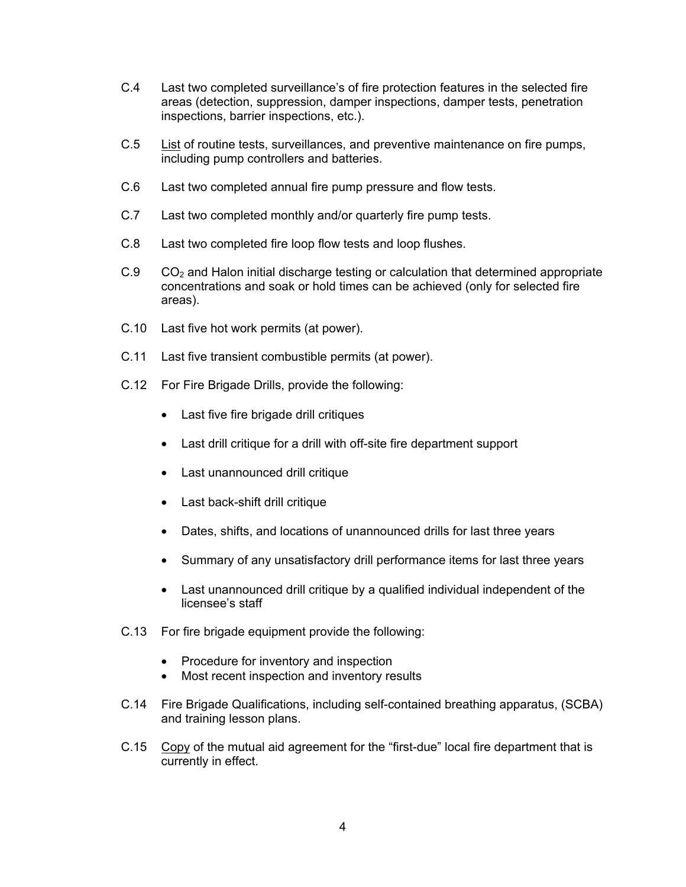C.4 Last two completed surveillance's of fire protection features in the selected fire areas (detection, suppression, damper inspections, damper tests, penetration inspections, barrier inspections, etc.).

C.5 <u>List</u> of routine tests, surveillances, and preventive maintenance on fire pumps, including pump controllers and batteries.

C.6 Last two completed annual fire pump pressure and flow tests.

C.7 Last two completed monthly and/or quarterly fire pump tests.

C.8 Last two completed fire loop flow tests and loop flushes.

C.9 $CO_2$ and Halon initial discharge testing or calculation that determined appropriate concentrations and soak or hold times can be achieved (only for selected fire areas).

C.10 Last five hot work permits (at power).

C.11 Last five transient combustible permits (at power).

C.12 For Fire Brigade Drills, provide the following:

- Last five fire brigade drill critiques
- Last drill critique for a drill with off-site fire department support
- Last unannounced drill critique
- Last back-shift drill critique
- Dates, shifts, and locations of unannounced drills for last three years
- Summary of any unsatisfactory drill performance items for last three years
- Last unannounced drill critique by a qualified individual independent of the licensee's staff

C.13 For fire brigade equipment provide the following:

- Procedure for inventory and inspection
- Most recent inspection and inventory results

C.14 Fire Brigade Qualifications, including self-contained breathing apparatus, (SCBA) and training lesson plans.

C.15 <u>Copy</u> of the mutual aid agreement for the "first-due" local fire department that is currently in effect.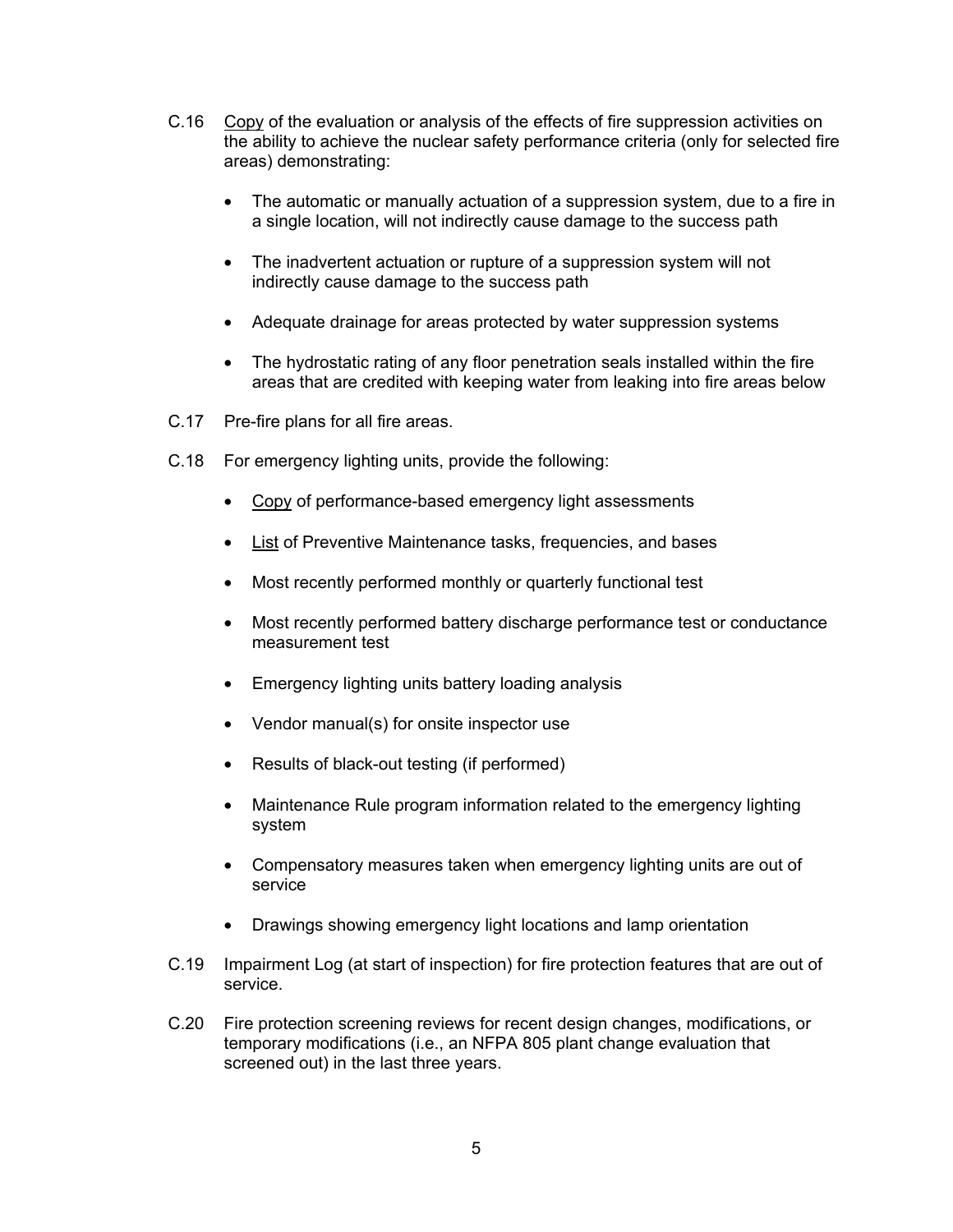C.16 <u>Copy</u> of the evaluation or analysis of the effects of fire suppression activities on the ability to achieve the nuclear safety performance criteria (only for selected fire areas) demonstrating:

- The automatic or manually actuation of a suppression system, due to a fire in a single location, will not indirectly cause damage to the success path
- The inadvertent actuation or rupture of a suppression system will not indirectly cause damage to the success path
- Adequate drainage for areas protected by water suppression systems
- The hydrostatic rating of any floor penetration seals installed within the fire areas that are credited with keeping water from leaking into fire areas below

C.17 Pre-fire plans for all fire areas.

C.18 For emergency lighting units, provide the following:

- <u>Copy</u> of performance-based emergency light assessments
- <u>List</u> of Preventive Maintenance tasks, frequencies, and bases
- Most recently performed monthly or quarterly functional test
- Most recently performed battery discharge performance test or conductance measurement test
- Emergency lighting units battery loading analysis
- Vendor manual(s) for onsite inspector use
- Results of black-out testing (if performed)
- Maintenance Rule program information related to the emergency lighting system
- Compensatory measures taken when emergency lighting units are out of service
- Drawings showing emergency light locations and lamp orientation

C.19 Impairment Log (at start of inspection) for fire protection features that are out of service.

C.20 Fire protection screening reviews for recent design changes, modifications, or temporary modifications (i.e., an NFPA 805 plant change evaluation that screened out) in the last three years.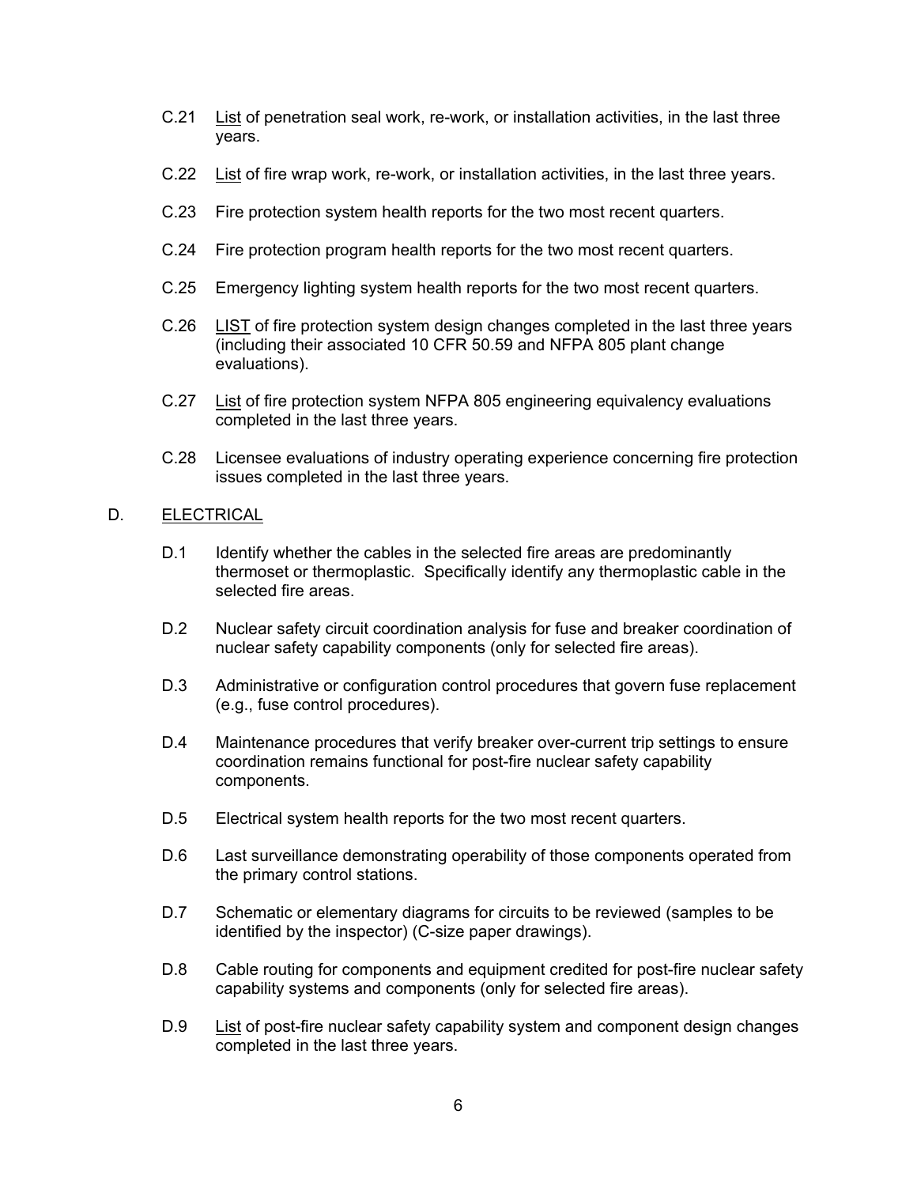C.21 List of penetration seal work, re-work, or installation activities, in the last three years.

C.22 List of fire wrap work, re-work, or installation activities, in the last three years.

C.23 Fire protection system health reports for the two most recent quarters.

C.24 Fire protection program health reports for the two most recent quarters.

C.25 Emergency lighting system health reports for the two most recent quarters.

C.26 LIST of fire protection system design changes completed in the last three years (including their associated 10 CFR 50.59 and NFPA 805 plant change evaluations).

C.27 List of fire protection system NFPA 805 engineering equivalency evaluations completed in the last three years.

C.28 Licensee evaluations of industry operating experience concerning fire protection issues completed in the last three years.

D. ELECTRICAL

D.1 Identify whether the cables in the selected fire areas are predominantly thermoset or thermoplastic. Specifically identify any thermoplastic cable in the selected fire areas.

D.2 Nuclear safety circuit coordination analysis for fuse and breaker coordination of nuclear safety capability components (only for selected fire areas).

D.3 Administrative or configuration control procedures that govern fuse replacement (e.g., fuse control procedures).

D.4 Maintenance procedures that verify breaker over-current trip settings to ensure coordination remains functional for post-fire nuclear safety capability components.

D.5 Electrical system health reports for the two most recent quarters.

D.6 Last surveillance demonstrating operability of those components operated from the primary control stations.

D.7 Schematic or elementary diagrams for circuits to be reviewed (samples to be identified by the inspector) (C-size paper drawings).

D.8 Cable routing for components and equipment credited for post-fire nuclear safety capability systems and components (only for selected fire areas).

D.9 List of post-fire nuclear safety capability system and component design changes completed in the last three years.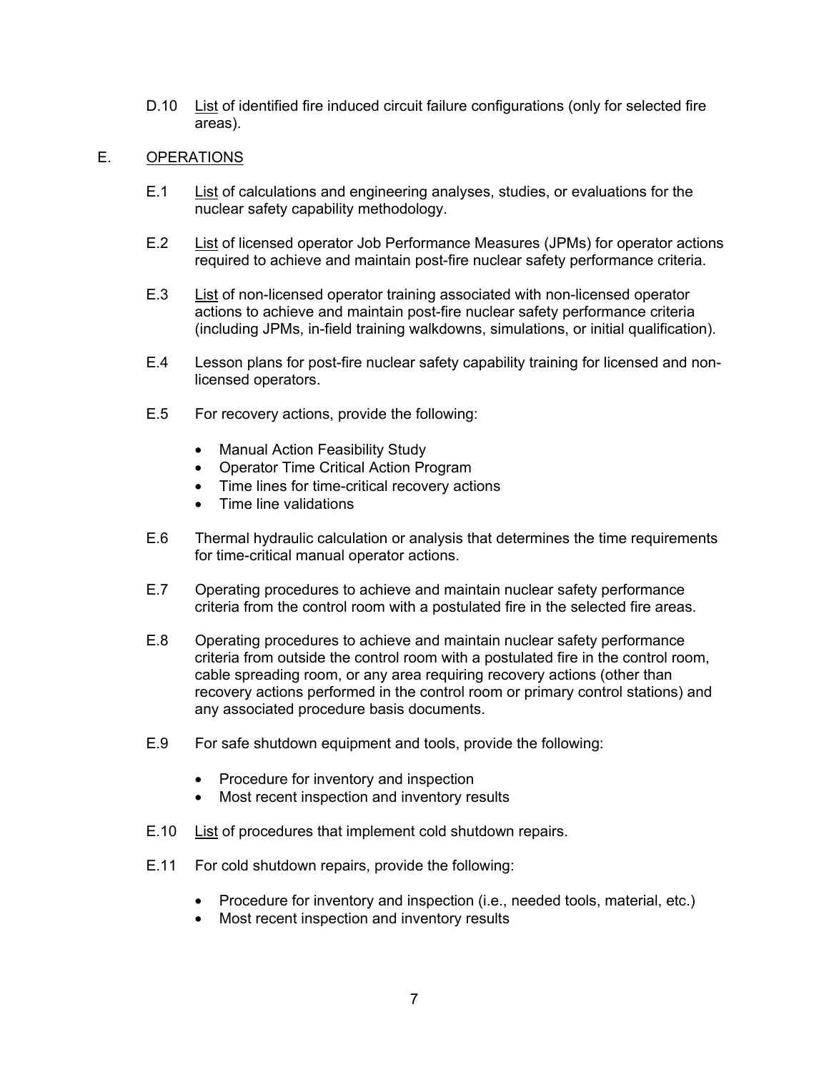D.10 <u>List</u> of identified fire induced circuit failure configurations (only for selected fire areas).

E. <u>OPERATIONS</u>

E.1 <u>List</u> of calculations and engineering analyses, studies, or evaluations for the nuclear safety capability methodology.

E.2 <u>List</u> of licensed operator Job Performance Measures (JPMs) for operator actions required to achieve and maintain post-fire nuclear safety performance criteria.

E.3 <u>List</u> of non-licensed operator training associated with non-licensed operator actions to achieve and maintain post-fire nuclear safety performance criteria (including JPMs, in-field training walkdowns, simulations, or initial qualification).

E.4 Lesson plans for post-fire nuclear safety capability training for licensed and non-licensed operators.

E.5 For recovery actions, provide the following:

- Manual Action Feasibility Study
- Operator Time Critical Action Program
- Time lines for time-critical recovery actions
- Time line validations

E.6 Thermal hydraulic calculation or analysis that determines the time requirements for time-critical manual operator actions.

E.7 Operating procedures to achieve and maintain nuclear safety performance criteria from the control room with a postulated fire in the selected fire areas.

E.8 Operating procedures to achieve and maintain nuclear safety performance criteria from outside the control room with a postulated fire in the control room, cable spreading room, or any area requiring recovery actions (other than recovery actions performed in the control room or primary control stations) and any associated procedure basis documents.

E.9 For safe shutdown equipment and tools, provide the following:

- Procedure for inventory and inspection
- Most recent inspection and inventory results

E.10 <u>List</u> of procedures that implement cold shutdown repairs.

E.11 For cold shutdown repairs, provide the following:

- Procedure for inventory and inspection (i.e., needed tools, material, etc.)
- Most recent inspection and inventory results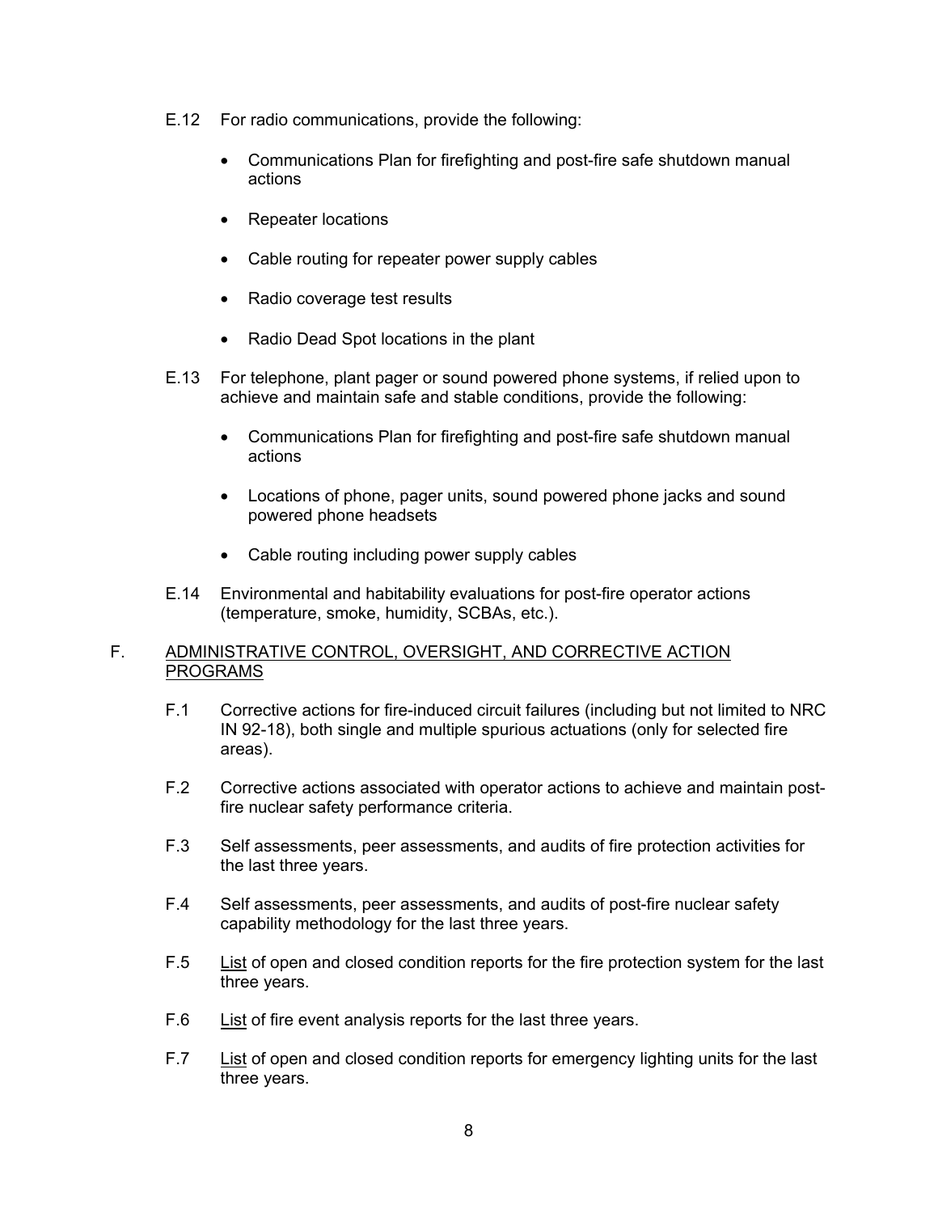E.12 For radio communications, provide the following:

- Communications Plan for firefighting and post-fire safe shutdown manual actions
- Repeater locations
- Cable routing for repeater power supply cables
- Radio coverage test results
- Radio Dead Spot locations in the plant

E.13 For telephone, plant pager or sound powered phone systems, if relied upon to achieve and maintain safe and stable conditions, provide the following:

- Communications Plan for firefighting and post-fire safe shutdown manual actions
- Locations of phone, pager units, sound powered phone jacks and sound powered phone headsets
- Cable routing including power supply cables

E.14 Environmental and habitability evaluations for post-fire operator actions (temperature, smoke, humidity, SCBAs, etc.).

## F. ADMINISTRATIVE CONTROL, OVERSIGHT, AND CORRECTIVE ACTION PROGRAMS

F.1 Corrective actions for fire-induced circuit failures (including but not limited to NRC IN 92-18), both single and multiple spurious actuations (only for selected fire areas).

F.2 Corrective actions associated with operator actions to achieve and maintain post-fire nuclear safety performance criteria.

F.3 Self assessments, peer assessments, and audits of fire protection activities for the last three years.

F.4 Self assessments, peer assessments, and audits of post-fire nuclear safety capability methodology for the last three years.

F.5 List of open and closed condition reports for the fire protection system for the last three years.

F.6 List of fire event analysis reports for the last three years.

F.7 List of open and closed condition reports for emergency lighting units for the last three years.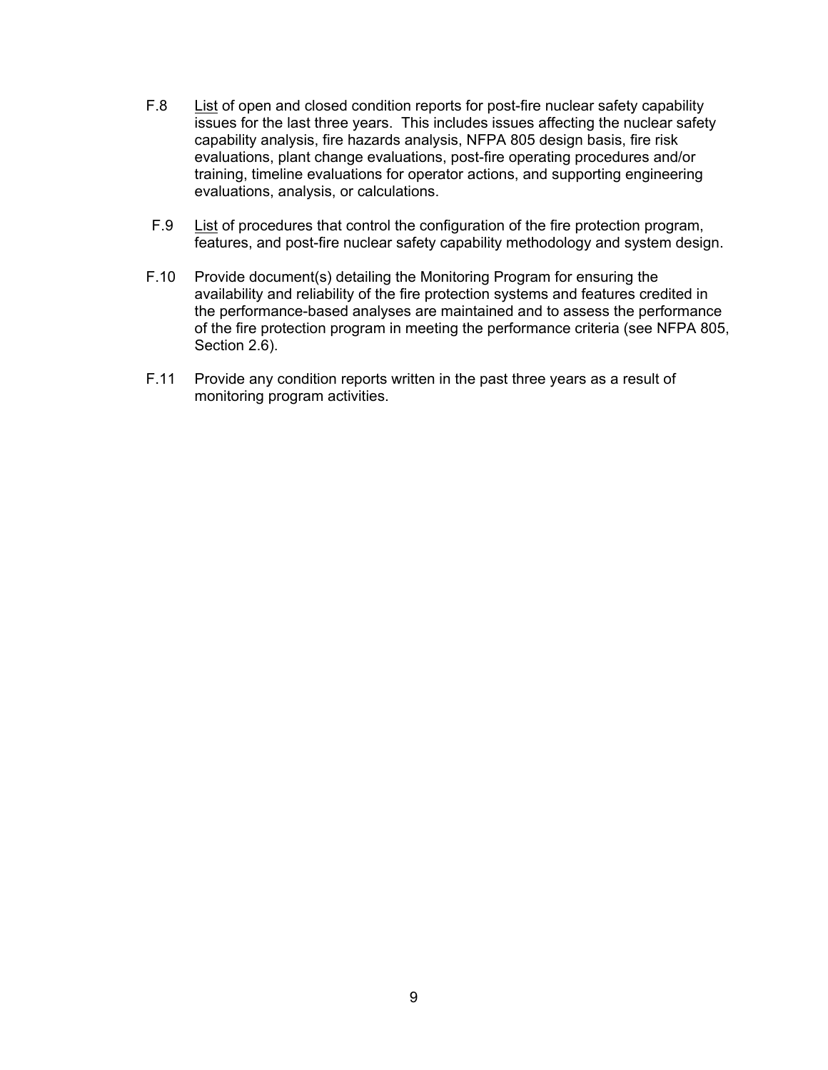F.8 List of open and closed condition reports for post-fire nuclear safety capability issues for the last three years. This includes issues affecting the nuclear safety capability analysis, fire hazards analysis, NFPA 805 design basis, fire risk evaluations, plant change evaluations, post-fire operating procedures and/or training, timeline evaluations for operator actions, and supporting engineering evaluations, analysis, or calculations.

F.9 List of procedures that control the configuration of the fire protection program, features, and post-fire nuclear safety capability methodology and system design.

F.10 Provide document(s) detailing the Monitoring Program for ensuring the availability and reliability of the fire protection systems and features credited in the performance-based analyses are maintained and to assess the performance of the fire protection program in meeting the performance criteria (see NFPA 805, Section 2.6).

F.11 Provide any condition reports written in the past three years as a result of monitoring program activities.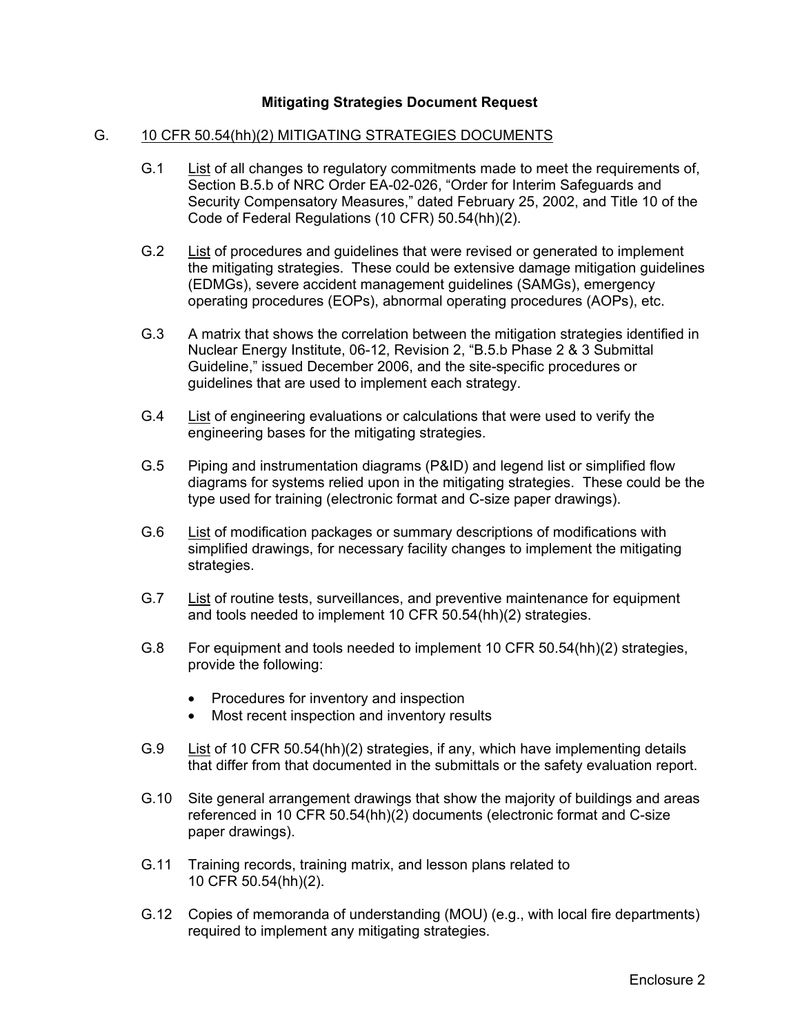## Mitigating Strategies Document Request

G. <u>10 CFR 50.54(hh)(2) MITIGATING STRATEGIES DOCUMENTS</u>

G.1 <u>List</u> of all changes to regulatory commitments made to meet the requirements of, Section B.5.b of NRC Order EA-02-026, "Order for Interim Safeguards and Security Compensatory Measures," dated February 25, 2002, and Title 10 of the Code of Federal Regulations (10 CFR) 50.54(hh)(2).

G.2 <u>List</u> of procedures and guidelines that were revised or generated to implement the mitigating strategies. These could be extensive damage mitigation guidelines (EDMGs), severe accident management guidelines (SAMGs), emergency operating procedures (EOPs), abnormal operating procedures (AOPs), etc.

G.3 A matrix that shows the correlation between the mitigation strategies identified in Nuclear Energy Institute, 06-12, Revision 2, "B.5.b Phase 2 & 3 Submittal Guideline," issued December 2006, and the site-specific procedures or guidelines that are used to implement each strategy.

G.4 <u>List</u> of engineering evaluations or calculations that were used to verify the engineering bases for the mitigating strategies.

G.5 Piping and instrumentation diagrams (P&ID) and legend list or simplified flow diagrams for systems relied upon in the mitigating strategies. These could be the type used for training (electronic format and C-size paper drawings).

G.6 <u>List</u> of modification packages or summary descriptions of modifications with simplified drawings, for necessary facility changes to implement the mitigating strategies.

G.7 <u>List</u> of routine tests, surveillances, and preventive maintenance for equipment and tools needed to implement 10 CFR 50.54(hh)(2) strategies.

G.8 For equipment and tools needed to implement 10 CFR 50.54(hh)(2) strategies, provide the following:

- Procedures for inventory and inspection
- Most recent inspection and inventory results

G.9 <u>List</u> of 10 CFR 50.54(hh)(2) strategies, if any, which have implementing details that differ from that documented in the submittals or the safety evaluation report.

G.10 Site general arrangement drawings that show the majority of buildings and areas referenced in 10 CFR 50.54(hh)(2) documents (electronic format and C-size paper drawings).

G.11 Training records, training matrix, and lesson plans related to 10 CFR 50.54(hh)(2).

G.12 Copies of memoranda of understanding (MOU) (e.g., with local fire departments) required to implement any mitigating strategies.

Enclosure 2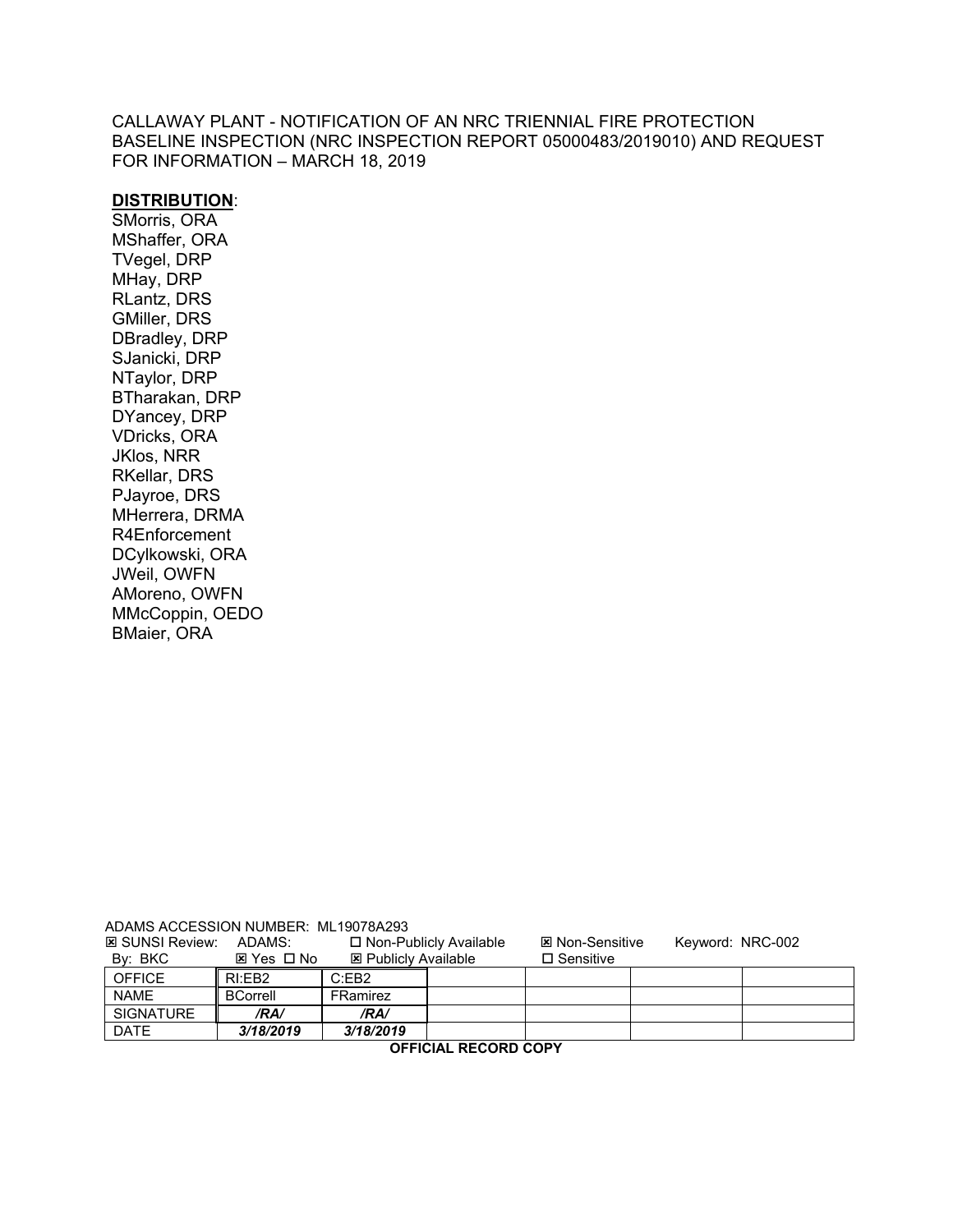CALLAWAY PLANT - NOTIFICATION OF AN NRC TRIENNIAL FIRE PROTECTION BASELINE INSPECTION (NRC INSPECTION REPORT 05000483/2019010) AND REQUEST FOR INFORMATION – MARCH 18, 2019

**DISTRIBUTION**:
SMorris, ORA
MShaffer, ORA
TVegel, DRP
MHay, DRP
RLantz, DRS
GMiller, DRS
DBradley, DRP
SJanicki, DRP
NTaylor, DRP
BTharakan, DRP
DYancey, DRP
VDricks, ORA
JKlos, NRR
RKellar, DRS
PJayroe, DRS
MHerrera, DRMA
R4Enforcement
DCylkowski, ORA
JWeil, OWFN
AMoreno, OWFN
MMcCoppin, OEDO
BMaier, ORA

ADAMS ACCESSION NUMBER: ML19078A293

☒ SUNSI Review: By: BKC | ADAMS: ☒ Yes ☐ No | ☐ Non-Publicly Available ☒ Publicly Available | ☒ Non-Sensitive ☐ Sensitive | Keyword: NRC-002

| OFFICE | RI:EB2 | C:EB2 | | | | |
|---|---|---|---|---|---|---|
| NAME | BCorrell | FRamirez | | | | |
| SIGNATURE | */RA/* | */RA/* | | | | |
| DATE | *3/18/2019* | *3/18/2019* | | | | |

**OFFICIAL RECORD COPY**